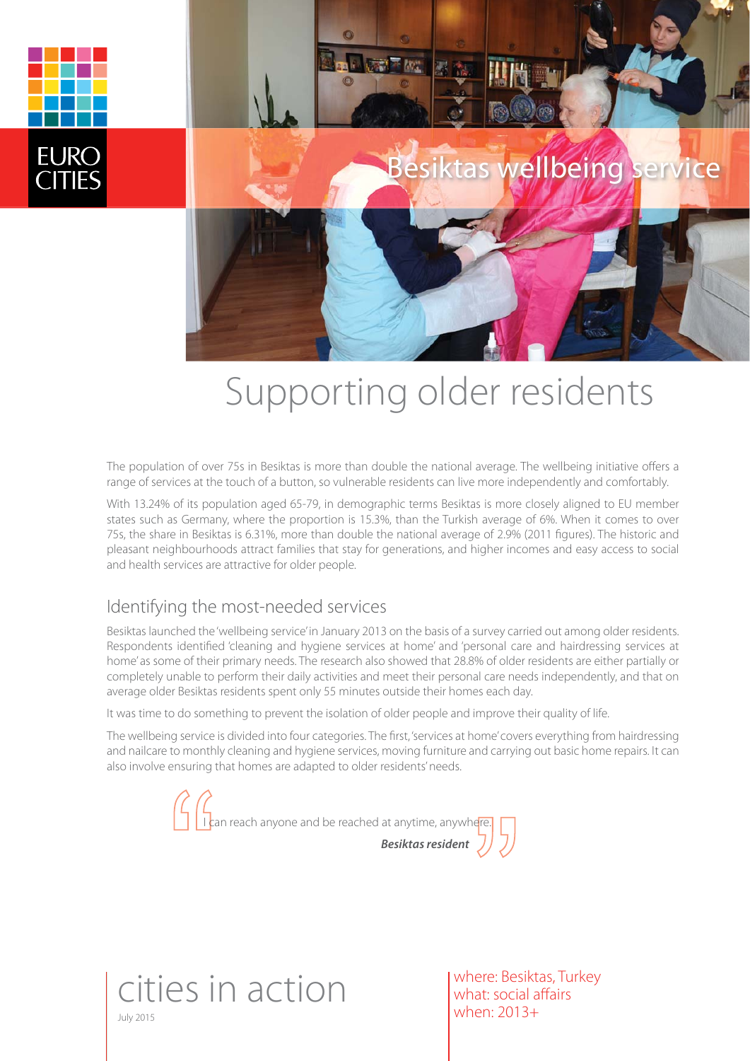EURO CITIES

# Besiktas wellbeing service

# Supporting older residents

The population of over 75s in Besiktas is more than double the national average. The wellbeing initiative offers a range of services at the touch of a button, so vulnerable residents can live more independently and comfortably.

With 13.24% of its population aged 65-79, in demographic terms Besiktas is more closely aligned to EU member states such as Germany, where the proportion is 15.3%, than the Turkish average of 6%. When it comes to over 75s, the share in Besiktas is 6.31%, more than double the national average of 2.9% (2011 figures). The historic and pleasant neighbourhoods attract families that stay for generations, and higher incomes and easy access to social and health services are attractive for older people.

## Identifying the most-needed services

Besiktas launched the 'wellbeing service' in January 2013 on the basis of a survey carried out among older residents. Respondents identified 'cleaning and hygiene services at home' and 'personal care and hairdressing services at home' as some of their primary needs. The research also showed that 28.8% of older residents are either partially or completely unable to perform their daily activities and meet their personal care needs independently, and that on average older Besiktas residents spent only 55 minutes outside their homes each day.

It was time to do something to prevent the isolation of older people and improve their quality of life.

The wellbeing service is divided into four categories. The first, 'services at home' covers everything from hairdressing and nailcare to monthly cleaning and hygiene services, moving furniture and carrying out basic home repairs. It can also involve ensuring that homes are adapted to older residents' needs.

> I can reach anyone and be reached at anytime, anywhere.
>
> ***Besiktas resident***

cities in action

July 2015

where: Besiktas, Turkey
what: social affairs
when: 2013+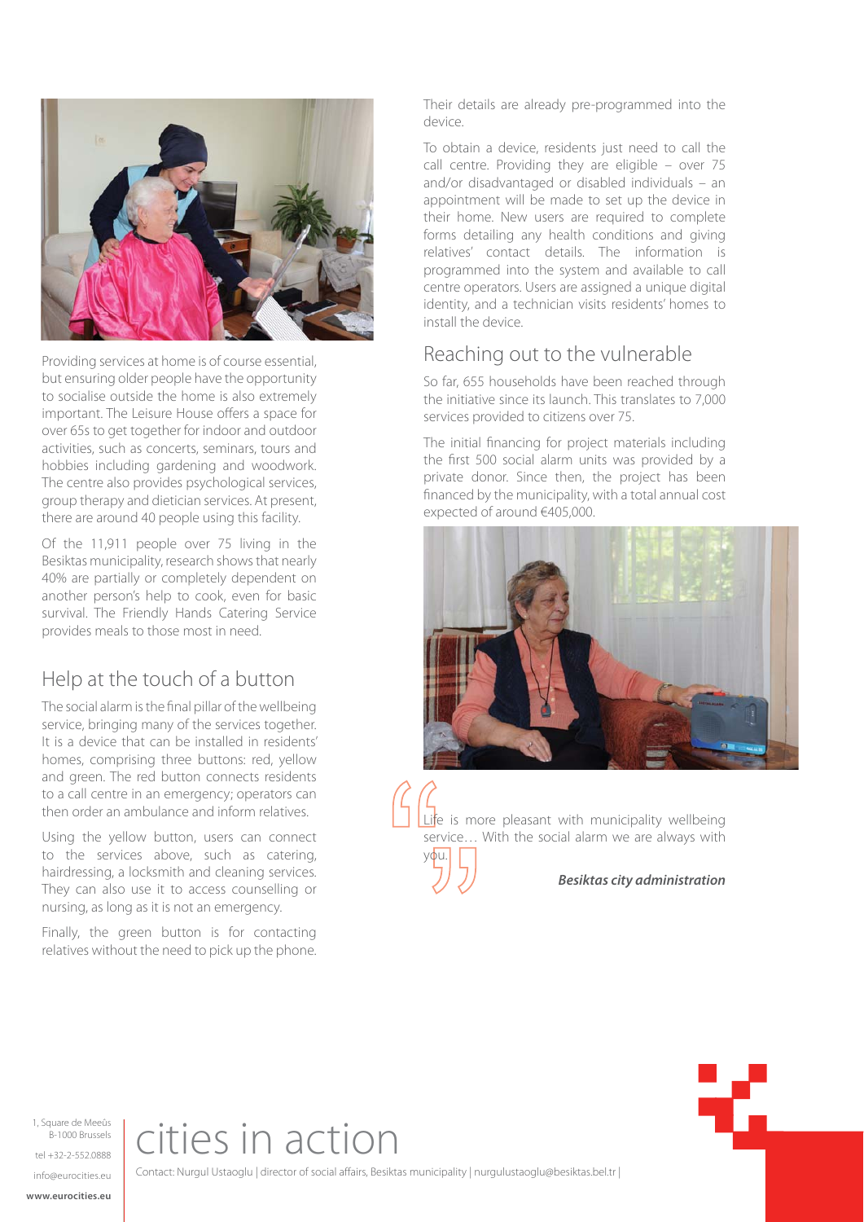Providing services at home is of course essential, but ensuring older people have the opportunity to socialise outside the home is also extremely important. The Leisure House offers a space for over 65s to get together for indoor and outdoor activities, such as concerts, seminars, tours and hobbies including gardening and woodwork. The centre also provides psychological services, group therapy and dietician services. At present, there are around 40 people using this facility.

Of the 11,911 people over 75 living in the Besiktas municipality, research shows that nearly 40% are partially or completely dependent on another person's help to cook, even for basic survival. The Friendly Hands Catering Service provides meals to those most in need.

## Help at the touch of a button

The social alarm is the final pillar of the wellbeing service, bringing many of the services together. It is a device that can be installed in residents' homes, comprising three buttons: red, yellow and green. The red button connects residents to a call centre in an emergency; operators can then order an ambulance and inform relatives.

Using the yellow button, users can connect to the services above, such as catering, hairdressing, a locksmith and cleaning services. They can also use it to access counselling or nursing, as long as it is not an emergency.

Finally, the green button is for contacting relatives without the need to pick up the phone. Their details are already pre-programmed into the device.

To obtain a device, residents just need to call the call centre. Providing they are eligible – over 75 and/or disadvantaged or disabled individuals – an appointment will be made to set up the device in their home. New users are required to complete forms detailing any health conditions and giving relatives' contact details. The information is programmed into the system and available to call centre operators. Users are assigned a unique digital identity, and a technician visits residents' homes to install the device.

## Reaching out to the vulnerable

So far, 655 households have been reached through the initiative since its launch. This translates to 7,000 services provided to citizens over 75.

The initial financing for project materials including the first 500 social alarm units was provided by a private donor. Since then, the project has been financed by the municipality, with a total annual cost expected of around €405,000.

> Life is more pleasant with municipality wellbeing service… With the social alarm we are always with you.
>
> ***Besiktas city administration***

1, Square de Meeûs
B-1000 Brussels
tel +32-2-552.0888
info@eurocities.eu
**www.eurocities.eu**

# cities in action

Contact: Nurgul Ustaoglu | director of social affairs, Besiktas municipality | nurgulustaoglu@besiktas.bel.tr |